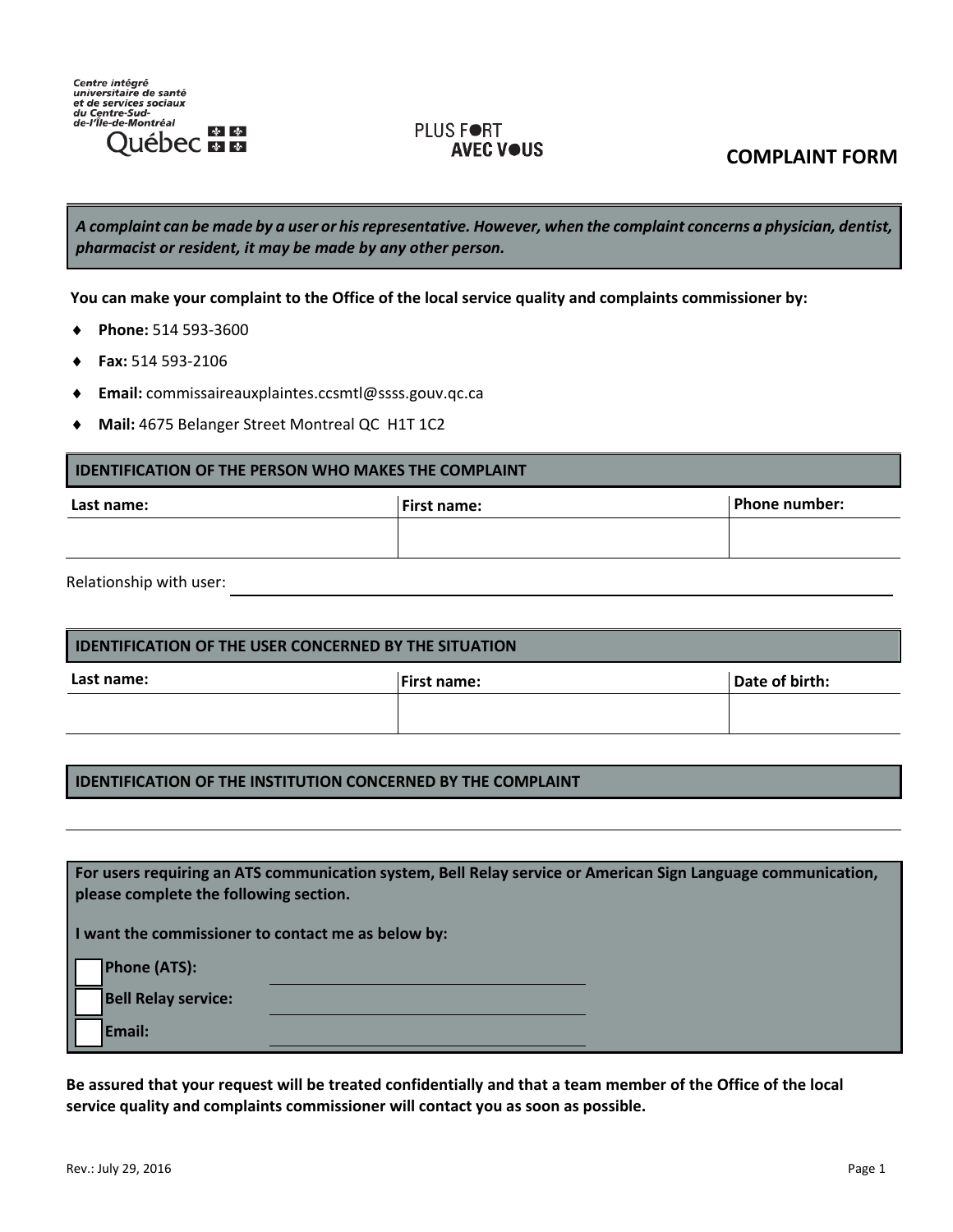Centre intégré universitaire de santé et de services sociaux du Centre-Sud-de-l'Île-de-Montréal
Québec

PLUS FORT AVEC VOUS

# COMPLAINT FORM

***A complaint can be made by a user or his representative. However, when the complaint concerns a physician, dentist, pharmacist or resident, it may be made by any other person.***

**You can make your complaint to the Office of the local service quality and complaints commissioner by:**

- **Phone:** 514 593-3600
- **Fax:** 514 593-2106
- **Email:** commissaireauxplaintes.ccsmtl@ssss.gouv.qc.ca
- **Mail:** 4675 Belanger Street Montreal QC H1T 1C2

## IDENTIFICATION OF THE PERSON WHO MAKES THE COMPLAINT

| Last name: | First name: | Phone number: |
|---|---|---|
| | | |

Relationship with user: ______________________________

## IDENTIFICATION OF THE USER CONCERNED BY THE SITUATION

| Last name: | First name: | Date of birth: |
|---|---|---|
| | | |

## IDENTIFICATION OF THE INSTITUTION CONCERNED BY THE COMPLAINT

______________________________

**For users requiring an ATS communication system, Bell Relay service or American Sign Language communication, please complete the following section.**

**I want the commissioner to contact me as below by:**

- ☐ **Phone (ATS):** ______________________________
- ☐ **Bell Relay service:** ______________________________
- ☐ **Email:** ______________________________

**Be assured that your request will be treated confidentially and that a team member of the Office of the local service quality and complaints commissioner will contact you as soon as possible.**

Rev.: July 29, 2016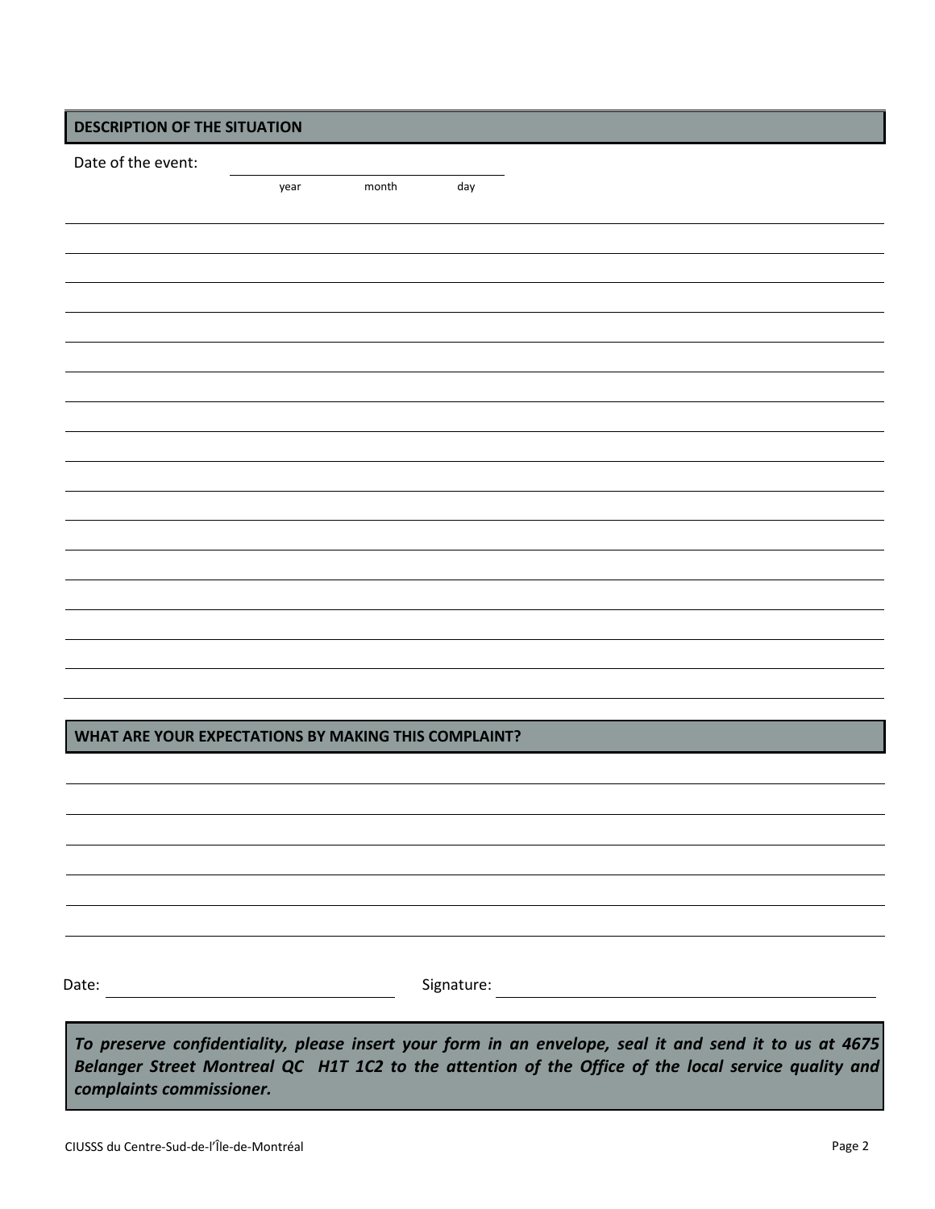## DESCRIPTION OF THE SITUATION

Date of the event: ______________________
year month day

## WHAT ARE YOUR EXPECTATIONS BY MAKING THIS COMPLAINT?

Date: ______________________ Signature: ______________________

***To preserve confidentiality, please insert your form in an envelope, seal it and send it to us at 4675 Belanger Street Montreal QC H1T 1C2 to the attention of the Office of the local service quality and complaints commissioner.***

CIUSSS du Centre-Sud-de-l'Île-de-Montréal